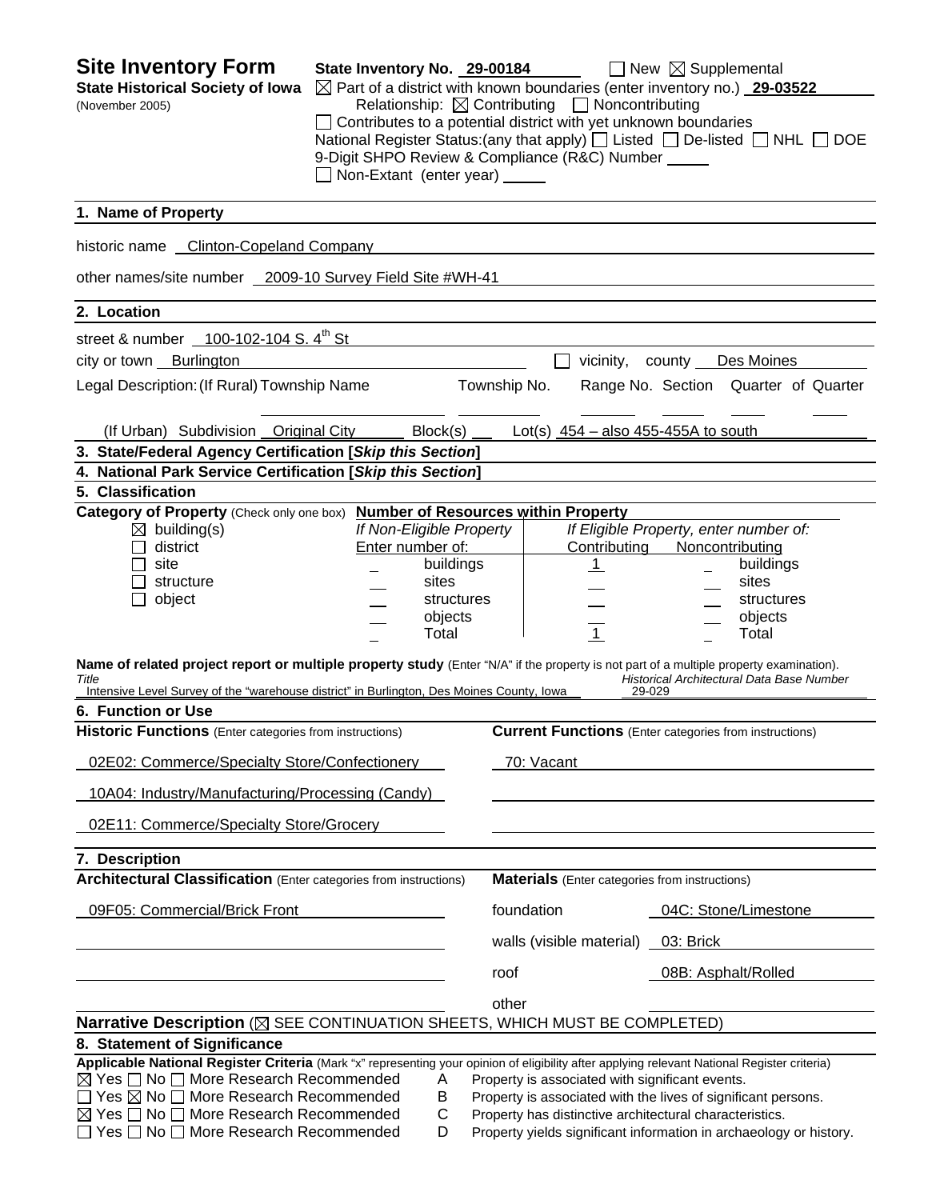# Site Inventory Form

**State Historical Society of Iowa**
(November 2005)

**State Inventory No.** 29-00184 ☐ New ☒ Supplemental

☒ Part of a district with known boundaries (enter inventory no.) **29-03522**

Relationship: ☒ Contributing ☐ Noncontributing

☐ Contributes to a potential district with yet unknown boundaries

National Register Status:(any that apply) ☐ Listed ☐ De-listed ☐ NHL ☐ DOE

9-Digit SHPO Review & Compliance (R&C) Number ____

☐ Non-Extant (enter year) ____

## 1. Name of Property

historic name Clinton-Copeland Company

other names/site number 2009-10 Survey Field Site #WH-41

## 2. Location

street & number 100-102-104 S. 4th St

city or town Burlington ☐ vicinity, county Des Moines

Legal Description: (If Rural) Township Name ____ Township No. ____ Range No. ____ Section ____ Quarter of Quarter ____

(If Urban) Subdivision Original City Block(s) ____ Lot(s) 454 – also 455-455A to south

## 3. State/Federal Agency Certification [*Skip this Section*]

## 4. National Park Service Certification [*Skip this Section*]

## 5. Classification

**Category of Property** (Check only one box)

☒ building(s)
☐ district
☐ site
☐ structure
☐ object

**Number of Resources within Property**

| If Non-Eligible Property Enter number of: | | If Eligible Property, enter number of: Contributing | Noncontributing | |
|---|---|---|---|---|
| _ | buildings | 1 | _ | buildings |
| _ | sites | _ | _ | sites |
| _ | structures | _ | _ | structures |
| _ | objects | _ | _ | objects |
| _ | Total | 1 | _ | Total |

**Name of related project report or multiple property study** (Enter "N/A" if the property is not part of a multiple property examination).

| *Title* | *Historical Architectural Data Base Number* |
|---|---|
| Intensive Level Survey of the "warehouse district" in Burlington, Des Moines County, Iowa | 29-029 |

## 6. Function or Use

| **Historic Functions** (Enter categories from instructions) | **Current Functions** (Enter categories from instructions) |
|---|---|
| 02E02: Commerce/Specialty Store/Confectionery | 70: Vacant |
| 10A04: Industry/Manufacturing/Processing (Candy) | |
| 02E11: Commerce/Specialty Store/Grocery | |

## 7. Description

| **Architectural Classification** (Enter categories from instructions) | **Materials** (Enter categories from instructions) | |
|---|---|---|
| 09F05: Commercial/Brick Front | foundation | 04C: Stone/Limestone |
| | walls (visible material) | 03: Brick |
| | roof | 08B: Asphalt/Rolled |
| | other | |

**Narrative Description** (☒ SEE CONTINUATION SHEETS, WHICH MUST BE COMPLETED)

## 8. Statement of Significance

**Applicable National Register Criteria** (Mark "x" representing your opinion of eligibility after applying relevant National Register criteria)

☒ Yes ☐ No ☐ More Research Recommended — A — Property is associated with significant events.
☐ Yes ☒ No ☐ More Research Recommended — B — Property is associated with the lives of significant persons.
☒ Yes ☐ No ☐ More Research Recommended — C — Property has distinctive architectural characteristics.
☐ Yes ☐ No ☐ More Research Recommended — D — Property yields significant information in archaeology or history.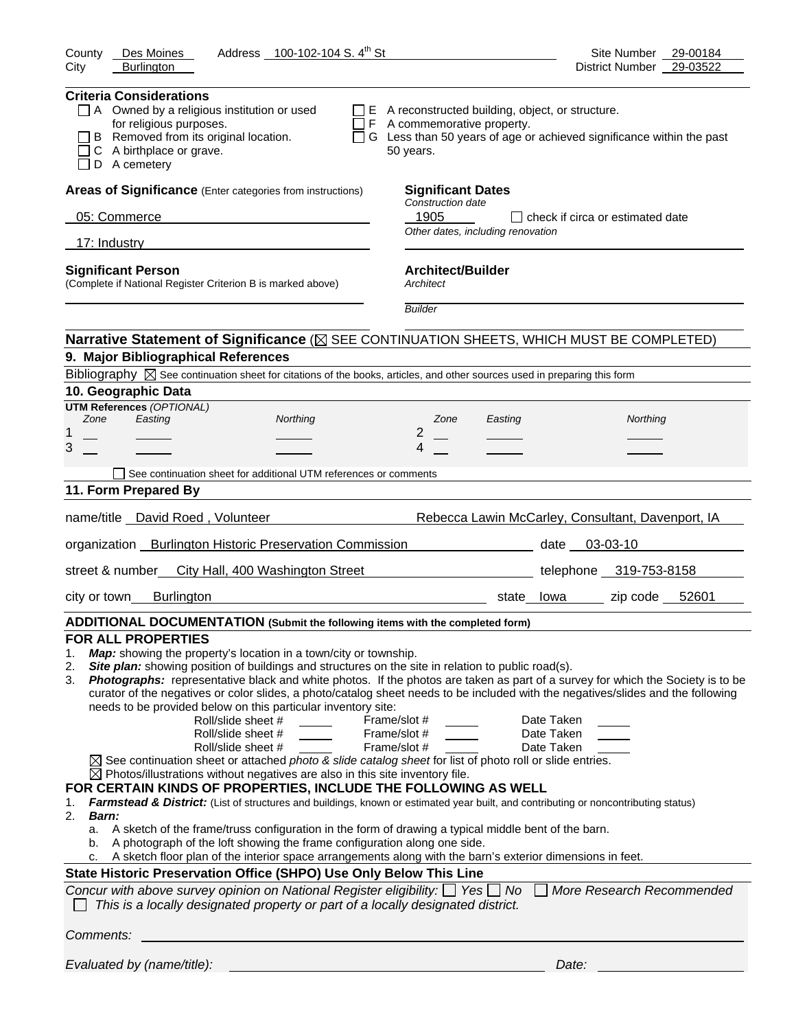County Des Moines Address 100-102-104 S. 4th St Site Number 29-00184
City Burlington District Number 29-03522

**Criteria Considerations**

- ☐ A Owned by a religious institution or used for religious purposes.
- ☐ B Removed from its original location.
- ☐ C A birthplace or grave.
- ☐ D A cemetery
- ☐ E A reconstructed building, object, or structure.
- ☐ F A commemorative property.
- ☐ G Less than 50 years of age or achieved significance within the past 50 years.

**Areas of Significance** (Enter categories from instructions)

05: Commerce

17: Industry

**Significant Dates**

*Construction date*

1905 ☐ check if circa or estimated date

*Other dates, including renovation*

**Significant Person**
(Complete if National Register Criterion B is marked above)

**Architect/Builder**

*Architect*

*Builder*

**Narrative Statement of Significance** (☒ SEE CONTINUATION SHEETS, WHICH MUST BE COMPLETED)

## 9. Major Bibliographical References

Bibliography ☒ See continuation sheet for citations of the books, articles, and other sources used in preparing this form

## 10. Geographic Data

**UTM References** *(OPTIONAL)*

| | Zone | Easting | Northing | | Zone | Easting | Northing |
|---|---|---|---|---|---|---|---|
| 1 | | | | 2 | | | |
| 3 | | | | 4 | | | |

☐ See continuation sheet for additional UTM references or comments

## 11. Form Prepared By

name/title David Roed , Volunteer Rebecca Lawin McCarley, Consultant, Davenport, IA

organization Burlington Historic Preservation Commission date 03-03-10

street & number City Hall, 400 Washington Street telephone 319-753-8158

city or town Burlington state Iowa zip code 52601

**ADDITIONAL DOCUMENTATION (Submit the following items with the completed form)**

**FOR ALL PROPERTIES**

1. ***Map:*** showing the property's location in a town/city or township.
2. ***Site plan:*** showing position of buildings and structures on the site in relation to public road(s).
3. ***Photographs:*** representative black and white photos. If the photos are taken as part of a survey for which the Society is to be curator of the negatives or color slides, a photo/catalog sheet needs to be included with the negatives/slides and the following needs to be provided below on this particular inventory site:

Roll/slide sheet # ____ Frame/slot # ____ Date Taken ____
Roll/slide sheet # ____ Frame/slot # ____ Date Taken ____
Roll/slide sheet # ____ Frame/slot # ____ Date Taken ____

☒ See continuation sheet or attached *photo & slide catalog sheet* for list of photo roll or slide entries.
☒ Photos/illustrations without negatives are also in this site inventory file.

**FOR CERTAIN KINDS OF PROPERTIES, INCLUDE THE FOLLOWING AS WELL**

1. ***Farmstead & District:*** (List of structures and buildings, known or estimated year built, and contributing or noncontributing status)
2. ***Barn:***
   a. A sketch of the frame/truss configuration in the form of drawing a typical middle bent of the barn.
   b. A photograph of the loft showing the frame configuration along one side.
   c. A sketch floor plan of the interior space arrangements along with the barn's exterior dimensions in feet.

**State Historic Preservation Office (SHPO) Use Only Below This Line**

*Concur with above survey opinion on National Register eligibility:* ☐ *Yes* ☐ *No* ☐ *More Research Recommended*

☐ *This is a locally designated property or part of a locally designated district.*

*Comments:*

*Evaluated by (name/title):* *Date:*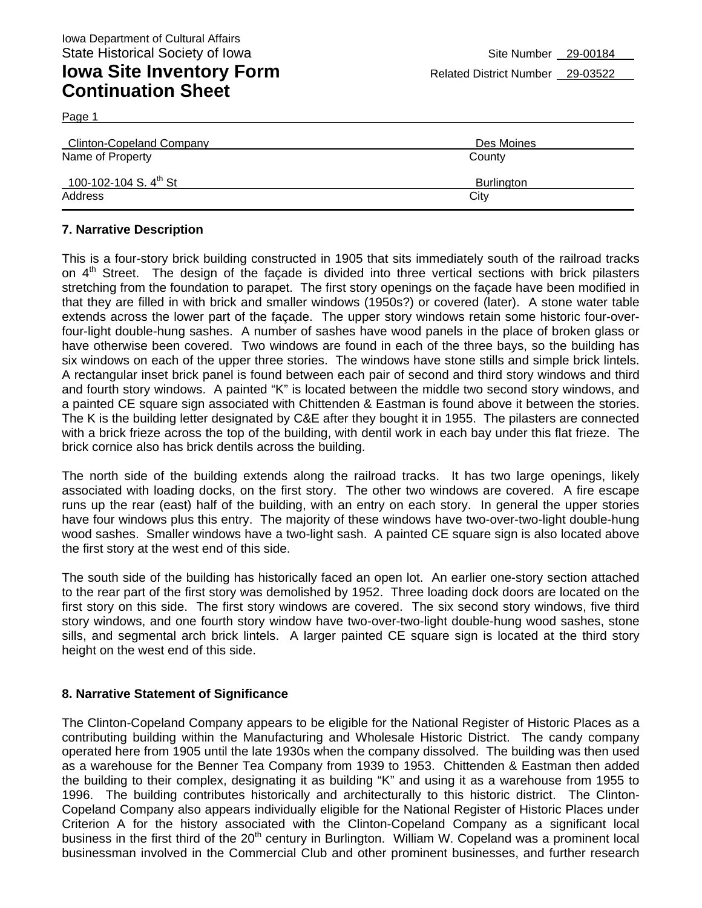Iowa Department of Cultural Affairs
State Historical Society of Iowa

# Iowa Site Inventory Form Continuation Sheet

Site Number 29-00184
Related District Number 29-03522

Page 1

| Clinton-Copeland Company | Des Moines |
|---|---|
| Name of Property | County |
| 100-102-104 S. 4th St | Burlington |
| Address | City |

## 7. Narrative Description

This is a four-story brick building constructed in 1905 that sits immediately south of the railroad tracks on 4th Street. The design of the façade is divided into three vertical sections with brick pilasters stretching from the foundation to parapet. The first story openings on the façade have been modified in that they are filled in with brick and smaller windows (1950s?) or covered (later). A stone water table extends across the lower part of the façade. The upper story windows retain some historic four-over-four-light double-hung sashes. A number of sashes have wood panels in the place of broken glass or have otherwise been covered. Two windows are found in each of the three bays, so the building has six windows on each of the upper three stories. The windows have stone stills and simple brick lintels. A rectangular inset brick panel is found between each pair of second and third story windows and third and fourth story windows. A painted "K" is located between the middle two second story windows, and a painted CE square sign associated with Chittenden & Eastman is found above it between the stories. The K is the building letter designated by C&E after they bought it in 1955. The pilasters are connected with a brick frieze across the top of the building, with dentil work in each bay under this flat frieze. The brick cornice also has brick dentils across the building.

The north side of the building extends along the railroad tracks. It has two large openings, likely associated with loading docks, on the first story. The other two windows are covered. A fire escape runs up the rear (east) half of the building, with an entry on each story. In general the upper stories have four windows plus this entry. The majority of these windows have two-over-two-light double-hung wood sashes. Smaller windows have a two-light sash. A painted CE square sign is also located above the first story at the west end of this side.

The south side of the building has historically faced an open lot. An earlier one-story section attached to the rear part of the first story was demolished by 1952. Three loading dock doors are located on the first story on this side. The first story windows are covered. The six second story windows, five third story windows, and one fourth story window have two-over-two-light double-hung wood sashes, stone sills, and segmental arch brick lintels. A larger painted CE square sign is located at the third story height on the west end of this side.

## 8. Narrative Statement of Significance

The Clinton-Copeland Company appears to be eligible for the National Register of Historic Places as a contributing building within the Manufacturing and Wholesale Historic District. The candy company operated here from 1905 until the late 1930s when the company dissolved. The building was then used as a warehouse for the Benner Tea Company from 1939 to 1953. Chittenden & Eastman then added the building to their complex, designating it as building "K" and using it as a warehouse from 1955 to 1996. The building contributes historically and architecturally to this historic district. The Clinton-Copeland Company also appears individually eligible for the National Register of Historic Places under Criterion A for the history associated with the Clinton-Copeland Company as a significant local business in the first third of the 20th century in Burlington. William W. Copeland was a prominent local businessman involved in the Commercial Club and other prominent businesses, and further research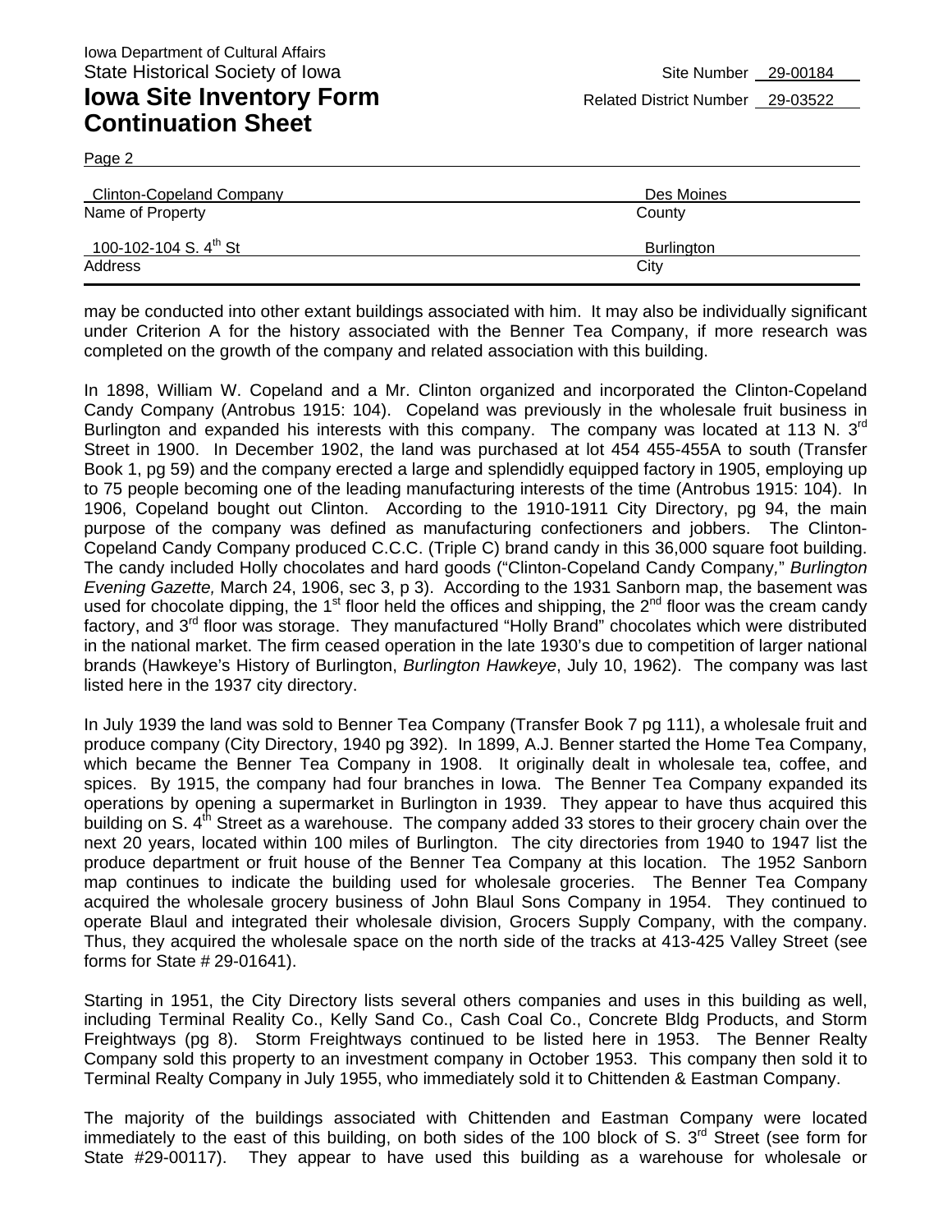Iowa Department of Cultural Affairs
State Historical Society of Iowa

**Iowa Site Inventory Form Continuation Sheet**

Site Number 29-00184
Related District Number 29-03522

| Clinton-Copeland Company | Des Moines |
|---|---|
| Name of Property | County |
| 100-102-104 S. 4th St | Burlington |
| Address | City |

may be conducted into other extant buildings associated with him. It may also be individually significant under Criterion A for the history associated with the Benner Tea Company, if more research was completed on the growth of the company and related association with this building.

In 1898, William W. Copeland and a Mr. Clinton organized and incorporated the Clinton-Copeland Candy Company (Antrobus 1915: 104). Copeland was previously in the wholesale fruit business in Burlington and expanded his interests with this company. The company was located at 113 N. 3rd Street in 1900. In December 1902, the land was purchased at lot 454 455-455A to south (Transfer Book 1, pg 59) and the company erected a large and splendidly equipped factory in 1905, employing up to 75 people becoming one of the leading manufacturing interests of the time (Antrobus 1915: 104). In 1906, Copeland bought out Clinton. According to the 1910-1911 City Directory, pg 94, the main purpose of the company was defined as manufacturing confectioners and jobbers. The Clinton-Copeland Candy Company produced C.C.C. (Triple C) brand candy in this 36,000 square foot building. The candy included Holly chocolates and hard goods ("Clinton-Copeland Candy Company," *Burlington Evening Gazette,* March 24, 1906, sec 3, p 3). According to the 1931 Sanborn map, the basement was used for chocolate dipping, the 1st floor held the offices and shipping, the 2nd floor was the cream candy factory, and 3rd floor was storage. They manufactured "Holly Brand" chocolates which were distributed in the national market. The firm ceased operation in the late 1930's due to competition of larger national brands (Hawkeye's History of Burlington, *Burlington Hawkeye*, July 10, 1962). The company was last listed here in the 1937 city directory.

In July 1939 the land was sold to Benner Tea Company (Transfer Book 7 pg 111), a wholesale fruit and produce company (City Directory, 1940 pg 392). In 1899, A.J. Benner started the Home Tea Company, which became the Benner Tea Company in 1908. It originally dealt in wholesale tea, coffee, and spices. By 1915, the company had four branches in Iowa. The Benner Tea Company expanded its operations by opening a supermarket in Burlington in 1939. They appear to have thus acquired this building on S. 4th Street as a warehouse. The company added 33 stores to their grocery chain over the next 20 years, located within 100 miles of Burlington. The city directories from 1940 to 1947 list the produce department or fruit house of the Benner Tea Company at this location. The 1952 Sanborn map continues to indicate the building used for wholesale groceries. The Benner Tea Company acquired the wholesale grocery business of John Blaul Sons Company in 1954. They continued to operate Blaul and integrated their wholesale division, Grocers Supply Company, with the company. Thus, they acquired the wholesale space on the north side of the tracks at 413-425 Valley Street (see forms for State # 29-01641).

Starting in 1951, the City Directory lists several others companies and uses in this building as well, including Terminal Reality Co., Kelly Sand Co., Cash Coal Co., Concrete Bldg Products, and Storm Freightways (pg 8). Storm Freightways continued to be listed here in 1953. The Benner Realty Company sold this property to an investment company in October 1953. This company then sold it to Terminal Realty Company in July 1955, who immediately sold it to Chittenden & Eastman Company.

The majority of the buildings associated with Chittenden and Eastman Company were located immediately to the east of this building, on both sides of the 100 block of S. 3rd Street (see form for State #29-00117). They appear to have used this building as a warehouse for wholesale or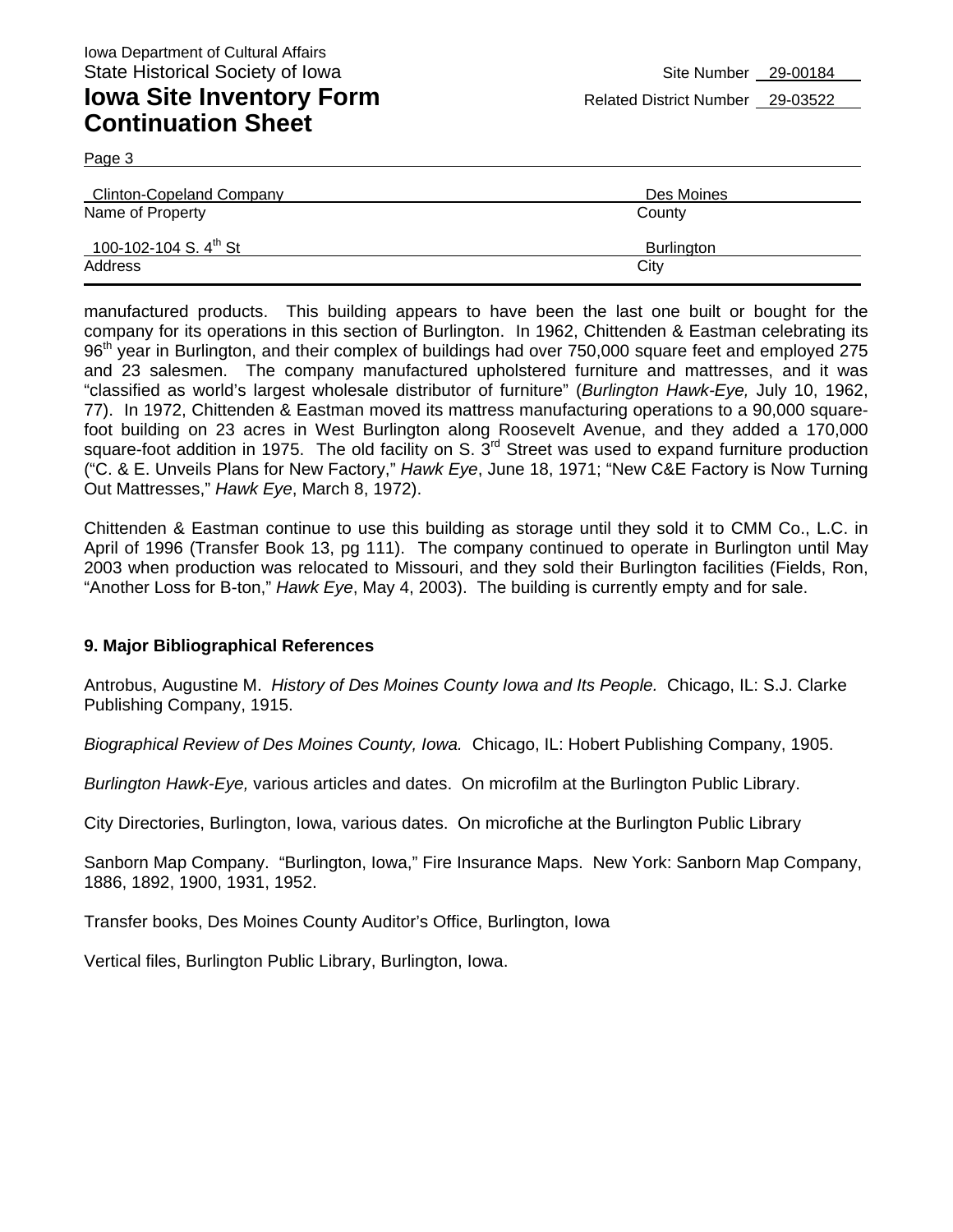Iowa Department of Cultural Affairs
State Historical Society of Iowa

Site Number 29-00184

# Iowa Site Inventory Form Continuation Sheet

Related District Number 29-03522

Page 3

| Clinton-Copeland Company | Des Moines |
|---|---|
| Name of Property | County |
| 100-102-104 S. 4th St | Burlington |
| Address | City |

manufactured products. This building appears to have been the last one built or bought for the company for its operations in this section of Burlington. In 1962, Chittenden & Eastman celebrating its 96th year in Burlington, and their complex of buildings had over 750,000 square feet and employed 275 and 23 salesmen. The company manufactured upholstered furniture and mattresses, and it was "classified as world's largest wholesale distributor of furniture" (*Burlington Hawk-Eye,* July 10, 1962, 77). In 1972, Chittenden & Eastman moved its mattress manufacturing operations to a 90,000 square-foot building on 23 acres in West Burlington along Roosevelt Avenue, and they added a 170,000 square-foot addition in 1975. The old facility on S. 3rd Street was used to expand furniture production ("C. & E. Unveils Plans for New Factory," *Hawk Eye*, June 18, 1971; "New C&E Factory is Now Turning Out Mattresses," *Hawk Eye*, March 8, 1972).

Chittenden & Eastman continue to use this building as storage until they sold it to CMM Co., L.C. in April of 1996 (Transfer Book 13, pg 111). The company continued to operate in Burlington until May 2003 when production was relocated to Missouri, and they sold their Burlington facilities (Fields, Ron, "Another Loss for B-ton," *Hawk Eye*, May 4, 2003). The building is currently empty and for sale.

## 9. Major Bibliographical References

Antrobus, Augustine M. *History of Des Moines County Iowa and Its People.* Chicago, IL: S.J. Clarke Publishing Company, 1915.

*Biographical Review of Des Moines County, Iowa.* Chicago, IL: Hobert Publishing Company, 1905.

*Burlington Hawk-Eye,* various articles and dates. On microfilm at the Burlington Public Library.

City Directories, Burlington, Iowa, various dates. On microfiche at the Burlington Public Library

Sanborn Map Company. "Burlington, Iowa," Fire Insurance Maps. New York: Sanborn Map Company, 1886, 1892, 1900, 1931, 1952.

Transfer books, Des Moines County Auditor's Office, Burlington, Iowa

Vertical files, Burlington Public Library, Burlington, Iowa.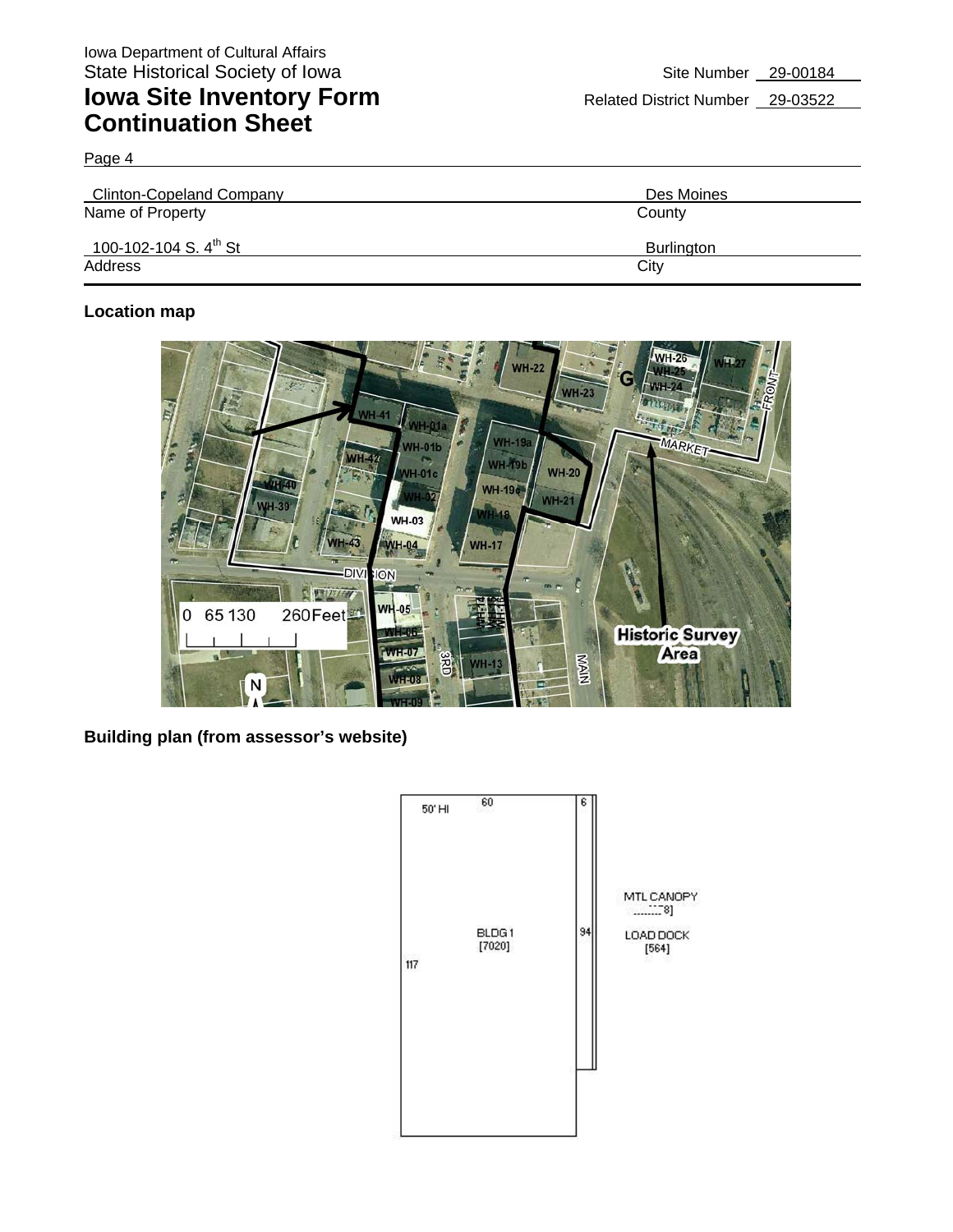Iowa Department of Cultural Affairs
State Historical Society of Iowa

# Iowa Site Inventory Form Continuation Sheet

Site Number 29-00184

Related District Number 29-03522

Page 4

| Clinton-Copeland Company | Des Moines |
|---|---|
| Name of Property | County |
| 100-102-104 S. 4th St | Burlington |
| Address | City |

**Location map**

**Building plan (from assessor's website)**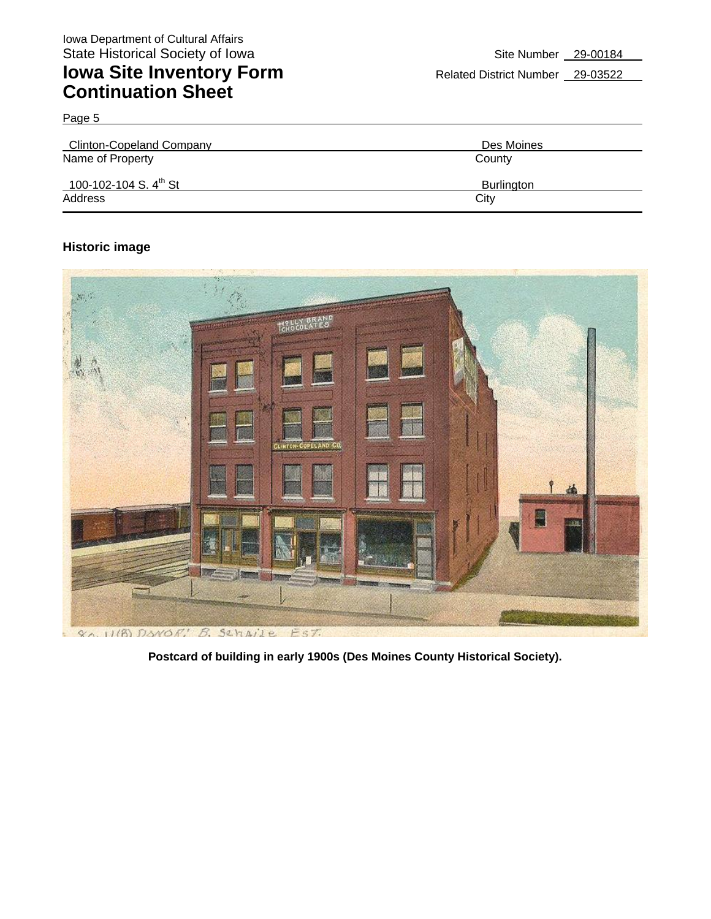Iowa Department of Cultural Affairs
State Historical Society of Iowa

# Iowa Site Inventory Form
# Continuation Sheet

Site Number 29-00184

Related District Number 29-03522

Page 5

| Clinton-Copeland Company | Des Moines |
|---|---|
| Name of Property | County |
| 100-102-104 S. 4th St | Burlington |
| Address | City |

**Historic image**

**Postcard of building in early 1900s (Des Moines County Historical Society).**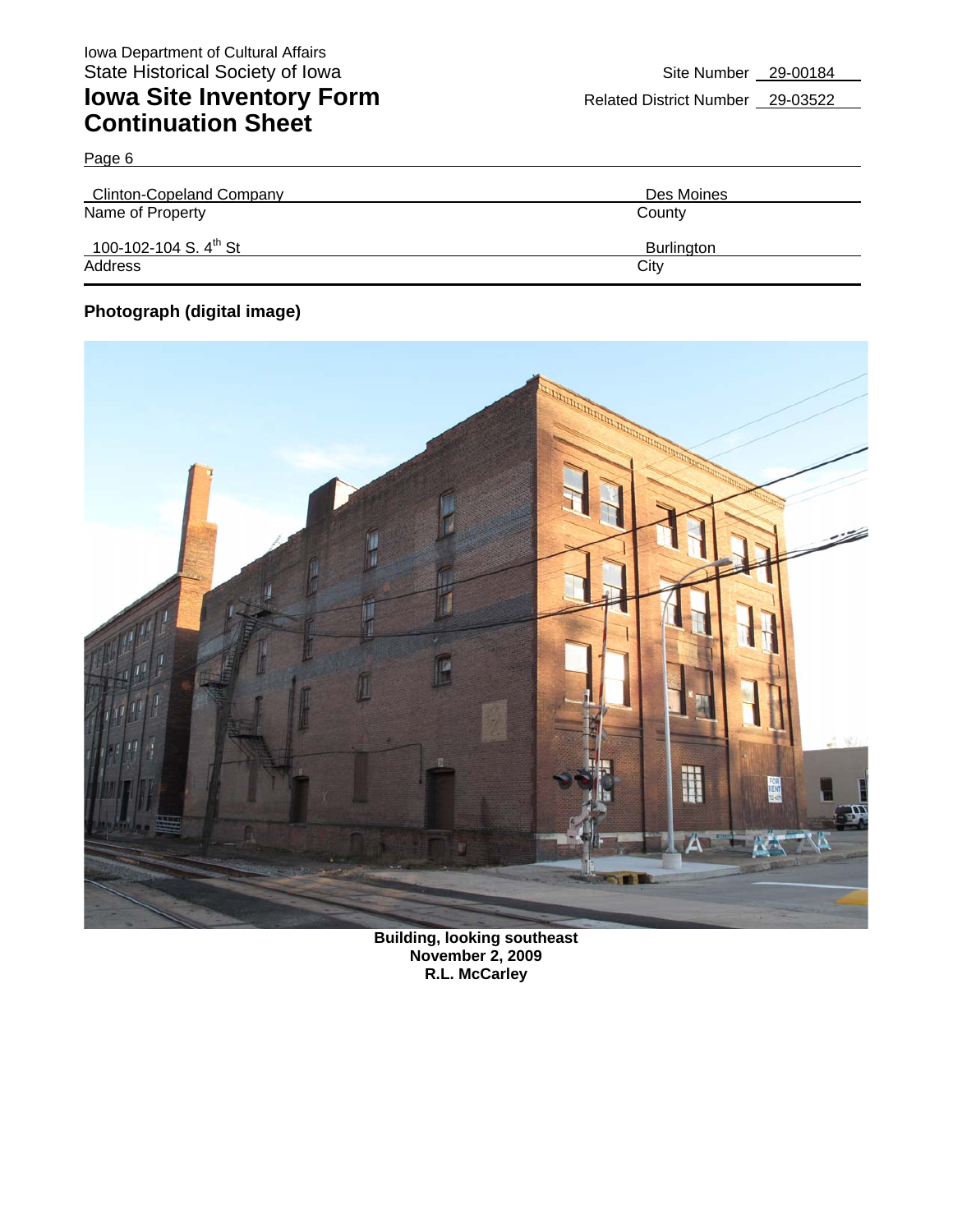Iowa Department of Cultural Affairs
State Historical Society of Iowa

# Iowa Site Inventory Form Continuation Sheet

Site Number 29-00184

Related District Number 29-03522

Page 6

| Clinton-Copeland Company | Des Moines |
|---|---|
| Name of Property | County |
| 100-102-104 S. 4th St | Burlington |
| Address | City |

**Photograph (digital image)**

**Building, looking southeast**
**November 2, 2009**
**R.L. McCarley**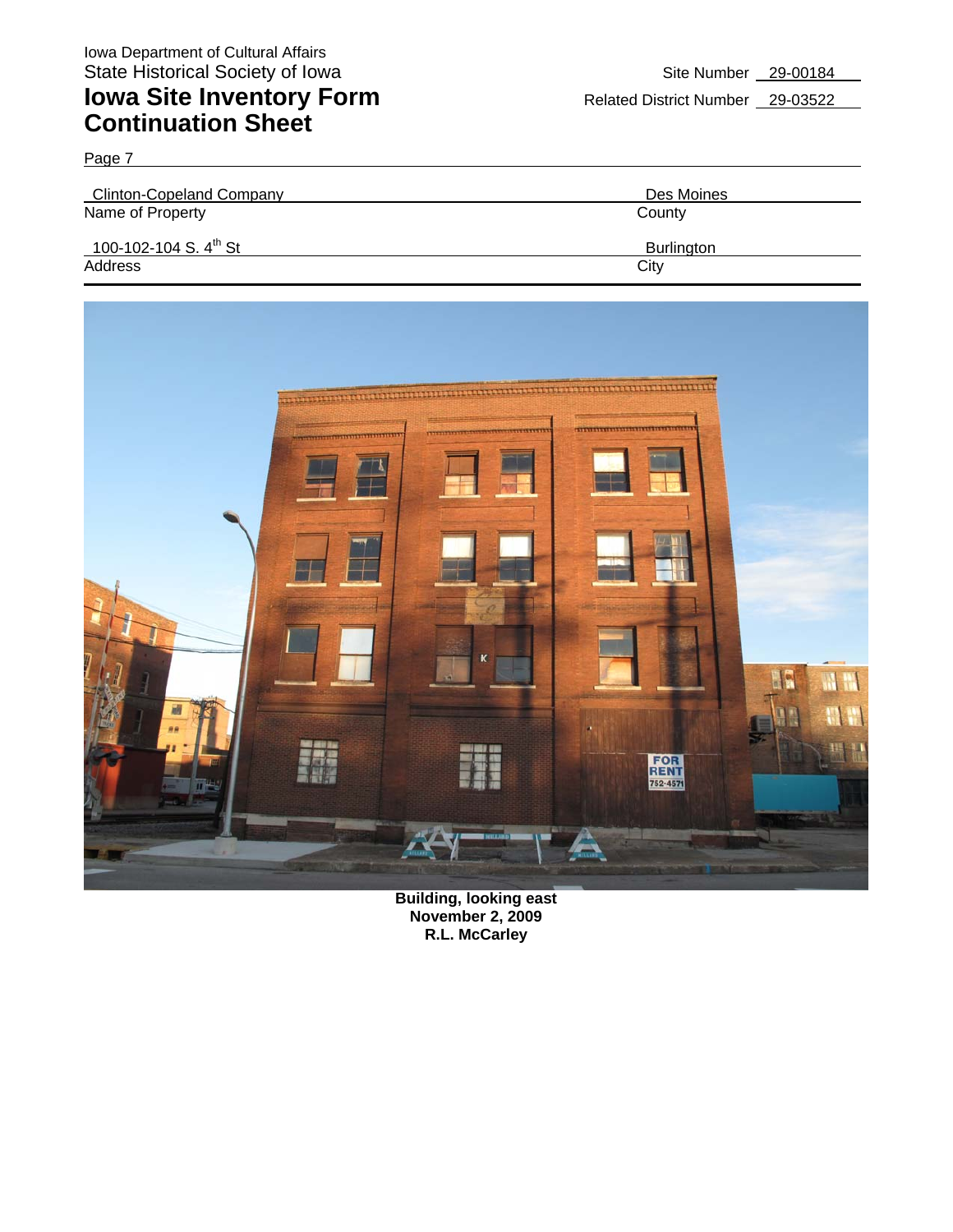Iowa Department of Cultural Affairs
State Historical Society of Iowa

# Iowa Site Inventory Form Continuation Sheet

Site Number 29-00184
Related District Number 29-03522

Page 7

| Clinton-Copeland Company | Des Moines |
|---|---|
| Name of Property | County |
| 100-102-104 S. 4th St | Burlington |
| Address | City |

**Building, looking east**
**November 2, 2009**
**R.L. McCarley**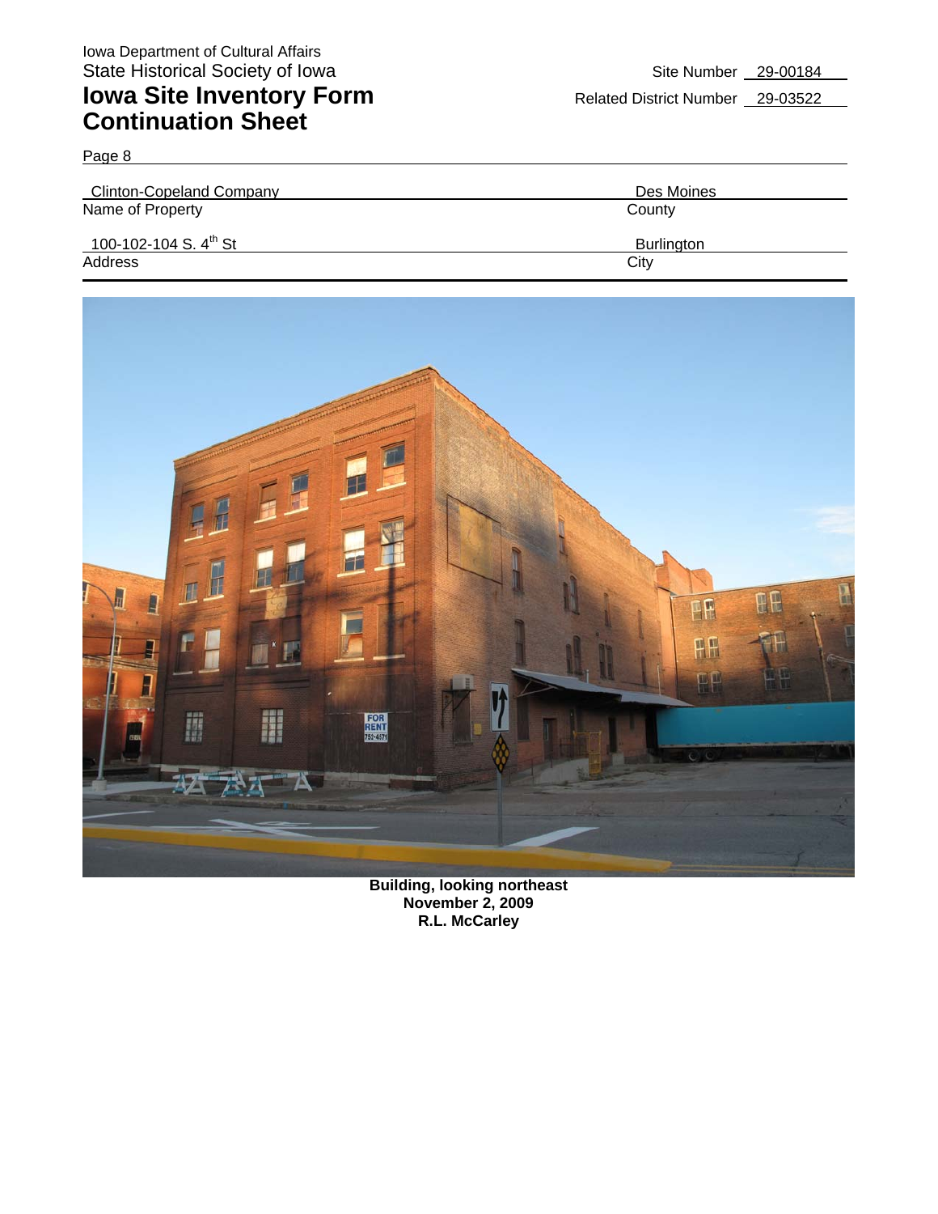Iowa Department of Cultural Affairs
State Historical Society of Iowa

# Iowa Site Inventory Form Continuation Sheet

Site Number 29-00184

Related District Number 29-03522

Page 8

| | |
|---|---|
| Clinton-Copeland Company | Des Moines |
| Name of Property | County |
| 100-102-104 S. 4th St | Burlington |
| Address | City |

**Building, looking northeast**
**November 2, 2009**
**R.L. McCarley**